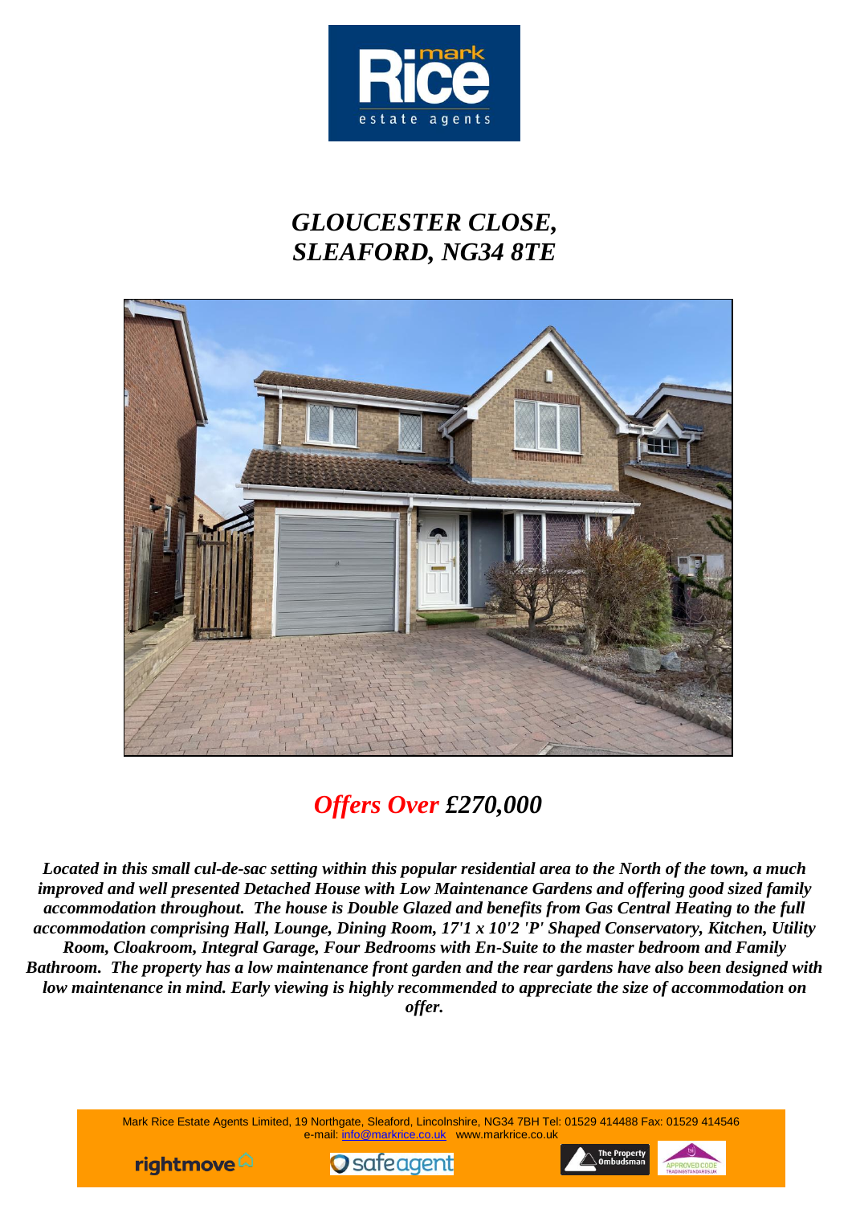# *GLOUCESTER CLOSE, SLEAFORD, NG34 8TE*

## *Offers Over £270,000*

***Located in this small cul-de-sac setting within this popular residential area to the North of the town, a much improved and well presented Detached House with Low Maintenance Gardens and offering good sized family accommodation throughout. The house is Double Glazed and benefits from Gas Central Heating to the full accommodation comprising Hall, Lounge, Dining Room, 17'1 x 10'2 'P' Shaped Conservatory, Kitchen, Utility Room, Cloakroom, Integral Garage, Four Bedrooms with En-Suite to the master bedroom and Family Bathroom. The property has a low maintenance front garden and the rear gardens have also been designed with low maintenance in mind. Early viewing is highly recommended to appreciate the size of accommodation on offer.***

Mark Rice Estate Agents Limited, 19 Northgate, Sleaford, Lincolnshire, NG34 7BH Tel: 01529 414488 Fax: 01529 414546
e-mail: info@markrice.co.uk www.markrice.co.uk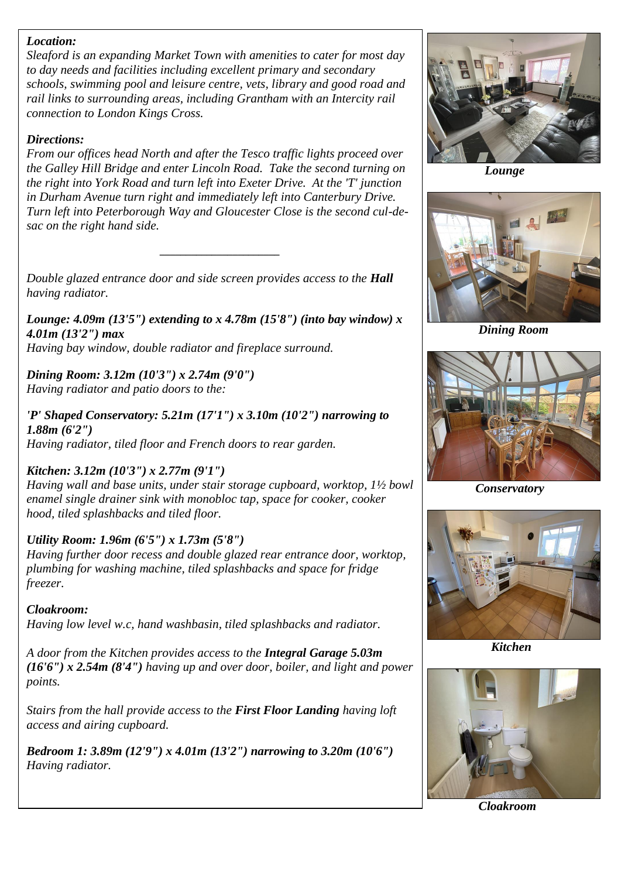***Location:***
*Sleaford is an expanding Market Town with amenities to cater for most day to day needs and facilities including excellent primary and secondary schools, swimming pool and leisure centre, vets, library and good road and rail links to surrounding areas, including Grantham with an Intercity rail connection to London Kings Cross.*

***Directions:***
*From our offices head North and after the Tesco traffic lights proceed over the Galley Hill Bridge and enter Lincoln Road. Take the second turning on the right into York Road and turn left into Exeter Drive. At the 'T' junction in Durham Avenue turn right and immediately left into Canterbury Drive. Turn left into Peterborough Way and Gloucester Close is the second cul-de-sac on the right hand side.*

---

*Double glazed entrance door and side screen provides access to the **Hall** having radiator.*

***Lounge: 4.09m (13'5") extending to x 4.78m (15'8") (into bay window) x 4.01m (13'2") max***
*Having bay window, double radiator and fireplace surround.*

***Dining Room: 3.12m (10'3") x 2.74m (9'0")***
*Having radiator and patio doors to the:*

***'P' Shaped Conservatory: 5.21m (17'1") x 3.10m (10'2") narrowing to 1.88m (6'2")***
*Having radiator, tiled floor and French doors to rear garden.*

***Kitchen: 3.12m (10'3") x 2.77m (9'1")***
*Having wall and base units, under stair storage cupboard, worktop, 1½ bowl enamel single drainer sink with monobloc tap, space for cooker, cooker hood, tiled splashbacks and tiled floor.*

***Utility Room: 1.96m (6'5") x 1.73m (5'8")***
*Having further door recess and double glazed rear entrance door, worktop, plumbing for washing machine, tiled splashbacks and space for fridge freezer.*

***Cloakroom:***
*Having low level w.c, hand washbasin, tiled splashbacks and radiator.*

*A door from the Kitchen provides access to the **Integral Garage 5.03m (16'6") x 2.54m (8'4")** having up and over door, boiler, and light and power points.*

*Stairs from the hall provide access to the **First Floor Landing** having loft access and airing cupboard.*

***Bedroom 1: 3.89m (12'9") x 4.01m (13'2") narrowing to 3.20m (10'6")***
*Having radiator.*

***Lounge***

***Dining Room***

***Conservatory***

***Kitchen***

***Cloakroom***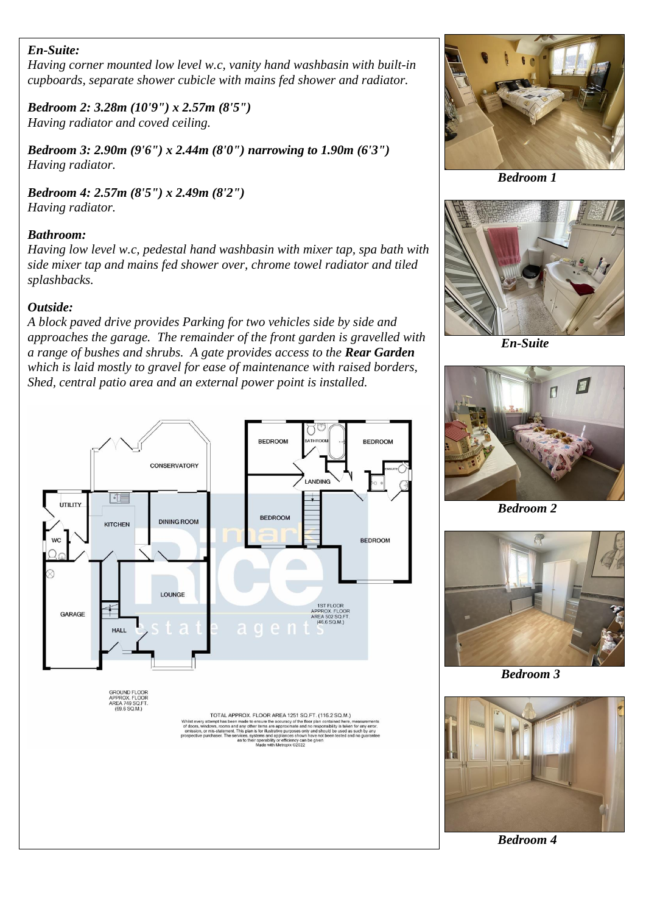***En-Suite:***
*Having corner mounted low level w.c, vanity hand washbasin with built-in cupboards, separate shower cubicle with mains fed shower and radiator.*

***Bedroom 2: 3.28m (10'9") x 2.57m (8'5")***
*Having radiator and coved ceiling.*

***Bedroom 3: 2.90m (9'6") x 2.44m (8'0") narrowing to 1.90m (6'3")***
*Having radiator.*

***Bedroom 4: 2.57m (8'5") x 2.49m (8'2")***
*Having radiator.*

***Bathroom:***
*Having low level w.c, pedestal hand washbasin with mixer tap, spa bath with side mixer tap and mains fed shower over, chrome towel radiator and tiled splashbacks.*

***Outside:***
*A block paved drive provides Parking for two vehicles side by side and approaches the garage. The remainder of the front garden is gravelled with a range of bushes and shrubs. A gate provides access to the* ***Rear Garden*** *which is laid mostly to gravel for ease of maintenance with raised borders, Shed, central patio area and an external power point is installed.*

GROUND FLOOR
APPROX. FLOOR
AREA 749 SQ.FT.
(69.6 SQ.M.)

1ST FLOOR
APPROX. FLOOR
AREA 502 SQ.FT.
(46.6 SQ.M.)

TOTAL APPROX. FLOOR AREA 1251 SQ.FT. (116.2 SQ.M.)

Whilst every attempt has been made to ensure the accuracy of the floor plan contained here, measurements of doors, windows, rooms and any other items are approximate and no responsibility is taken for any error, omission, or mis-statement. This plan is for illustrative purposes only and should be used as such by any prospective purchaser. The services, systems and appliances shown have not been tested and no guarantee as to their operability or efficiency can be given
Made with Metropix ©2022

***Bedroom 1***

***En-Suite***

***Bedroom 2***

***Bedroom 3***

***Bedroom 4***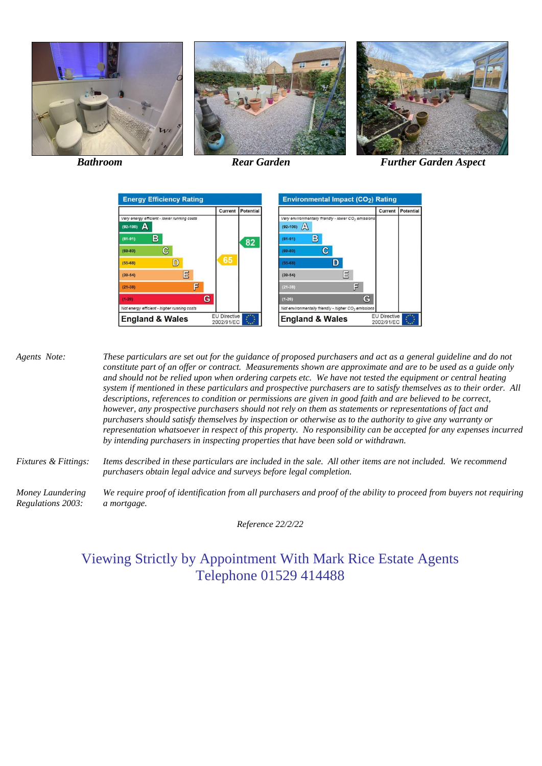***Bathroom*** ***Rear Garden*** ***Further Garden Aspect***

Energy Efficiency Rating

Current Potential

Very energy efficient - lower running costs

(92-100) A

(81-91) B

(69-80) C

(55-68) D

(39-54) E

(21-38) F

(1-20) G

Not energy efficient - higher running costs

65

82

England & Wales EU Directive 2002/91/EC

Environmental Impact ($CO_2$) Rating

Current Potential

Very environmentally friendly - lower $CO_2$ emissions

(92-100) A

(81-91) B

(69-80) C

(55-68) D

(39-54) E

(21-38) F

(1-20) G

Not environmentally friendly - higher $CO_2$ emissions

England & Wales EU Directive 2002/91/EC

*Agents Note:* *These particulars are set out for the guidance of proposed purchasers and act as a general guideline and do not constitute part of an offer or contract. Measurements shown are approximate and are to be used as a guide only and should not be relied upon when ordering carpets etc. We have not tested the equipment or central heating system if mentioned in these particulars and prospective purchasers are to satisfy themselves as to their order. All descriptions, references to condition or permissions are given in good faith and are believed to be correct, however, any prospective purchasers should not rely on them as statements or representations of fact and purchasers should satisfy themselves by inspection or otherwise as to the authority to give any warranty or representation whatsoever in respect of this property. No responsibility can be accepted for any expenses incurred by intending purchasers in inspecting properties that have been sold or withdrawn.*

*Fixtures & Fittings:* *Items described in these particulars are included in the sale. All other items are not included. We recommend purchasers obtain legal advice and surveys before legal completion.*

*Money Laundering Regulations 2003:* *We require proof of identification from all purchasers and proof of the ability to proceed from buyers not requiring a mortgage.*

*Reference 22/2/22*

Viewing Strictly by Appointment With Mark Rice Estate Agents
Telephone 01529 414488